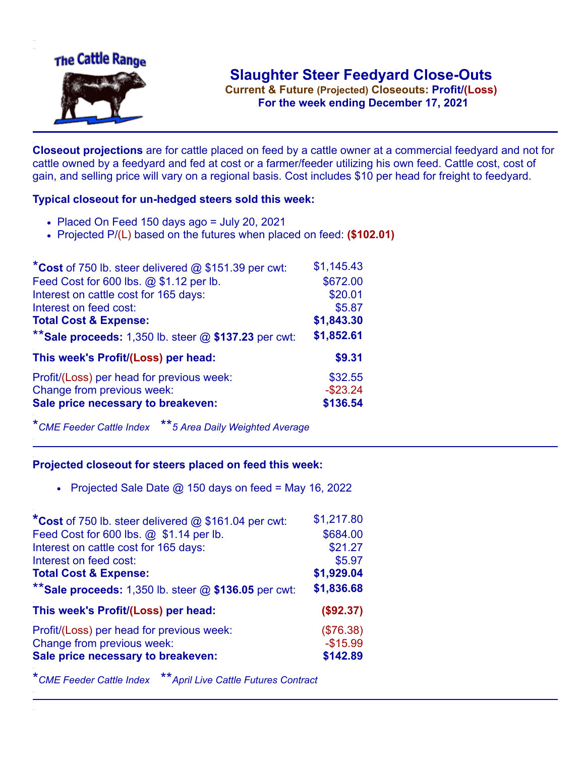The Cattle Range

# Slaughter Steer Feedyard Close-Outs

**Current & Future (Projected) Closeouts: Profit/(Loss)**

**For the week ending December 17, 2021**

**Closeout projections** are for cattle placed on feed by a cattle owner at a commercial feedyard and not for cattle owned by a feedyard and fed at cost or a farmer/feeder utilizing his own feed. Cattle cost, cost of gain, and selling price will vary on a regional basis. Cost includes $10 per head for freight to feedyard.

### Typical closeout for un-hedged steers sold this week:

- Placed On Feed 150 days ago = July 20, 2021
- Projected P/(L) based on the futures when placed on feed: **($102.01)**

| | |
|---|---|
| *__Cost__ of 750 lb. steer delivered @ $151.39 per cwt: | $1,145.43 |
| Feed Cost for 600 lbs. @ $1.12 per lb. | $672.00 |
| Interest on cattle cost for 165 days: | $20.01 |
| Interest on feed cost: | $5.87 |
| **Total Cost & Expense:** | **$1,843.30** |
| **__Sale proceeds:__ 1,350 lb. steer @ **$137.23** per cwt: | **$1,852.61** |
| **This week's Profit/(Loss) per head:** | **$9.31** |
| Profit/(Loss) per head for previous week: | $32.55 |
| Change from previous week: | -$23.24 |
| **Sale price necessary to breakeven:** | **$136.54** |

*\*CME Feeder Cattle Index \*\*5 Area Daily Weighted Average*

### Projected closeout for steers placed on feed this week:

- Projected Sale Date @ 150 days on feed = May 16, 2022

| | |
|---|---|
| *__Cost__ of 750 lb. steer delivered @ $161.04 per cwt: | $1,217.80 |
| Feed Cost for 600 lbs. @ $1.14 per lb. | $684.00 |
| Interest on cattle cost for 165 days: | $21.27 |
| Interest on feed cost: | $5.97 |
| **Total Cost & Expense:** | **$1,929.04** |
| **__Sale proceeds:__ 1,350 lb. steer @ **$136.05** per cwt: | **$1,836.68** |
| **This week's Profit/(Loss) per head:** | **($92.37)** |
| Profit/(Loss) per head for previous week: | ($76.38) |
| Change from previous week: | -$15.99 |
| **Sale price necessary to breakeven:** | **$142.89** |

*\*CME Feeder Cattle Index \*\*April Live Cattle Futures Contract*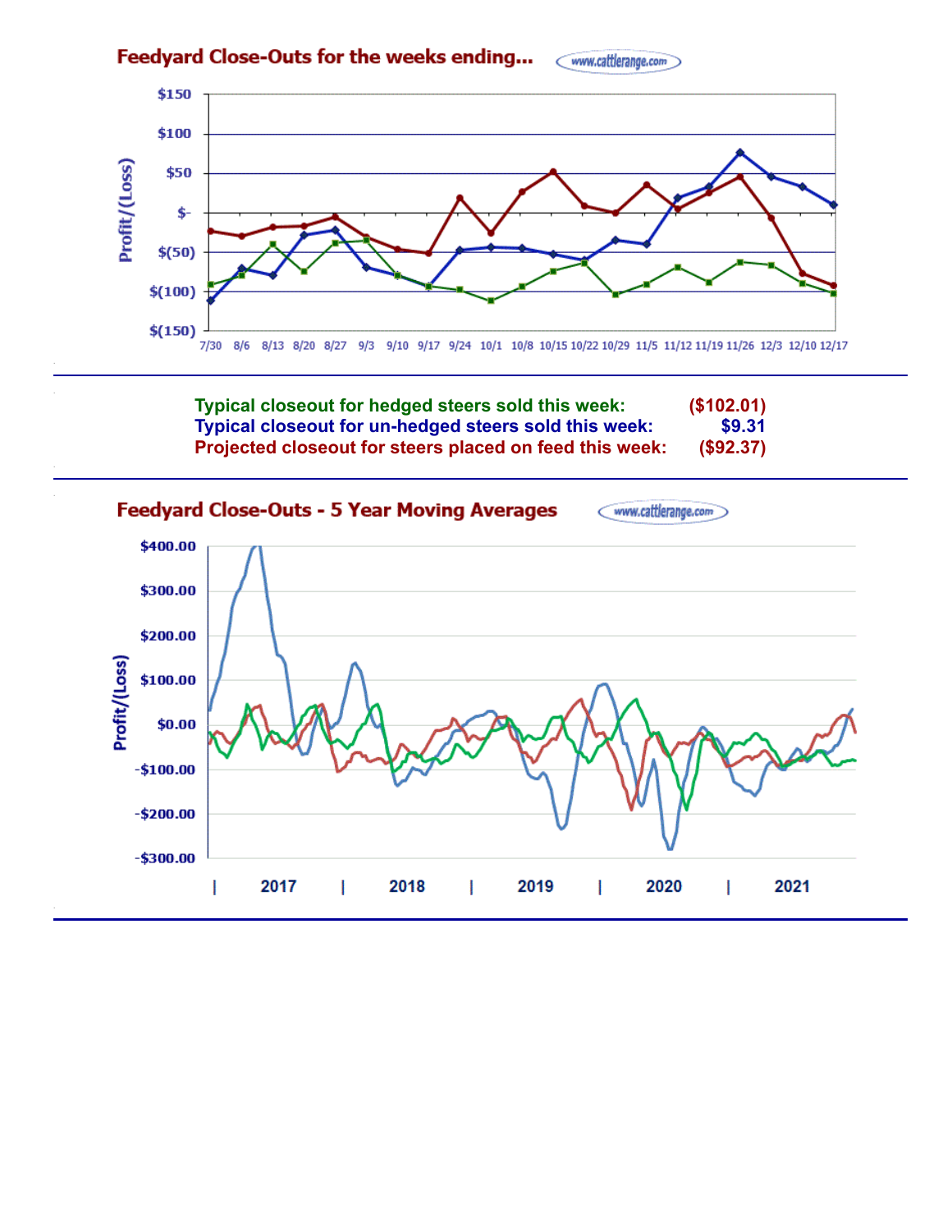## Feedyard Close-Outs for the weeks ending...

www.cattlerange.com

Profit/(Loss)

$150
$100
$50
$-
$(50)
$(100)
$(150)

7/30 8/6 8/13 8/20 8/27 9/3 9/10 9/17 9/24 10/1 10/8 10/15 10/22 10/29 11/5 11/12 11/19 11/26 12/3 12/10 12/17

**Typical closeout for hedged steers sold this week: ($102.01)**

**Typical closeout for un-hedged steers sold this week: $9.31**

**Projected closeout for steers placed on feed this week: ($92.37)**

## Feedyard Close-Outs - 5 Year Moving Averages

www.cattlerange.com

Profit/(Loss)

$400.00
$300.00
$200.00
$100.00
$0.00
-$100.00
-$200.00
-$300.00

2017 2018 2019 2020 2021